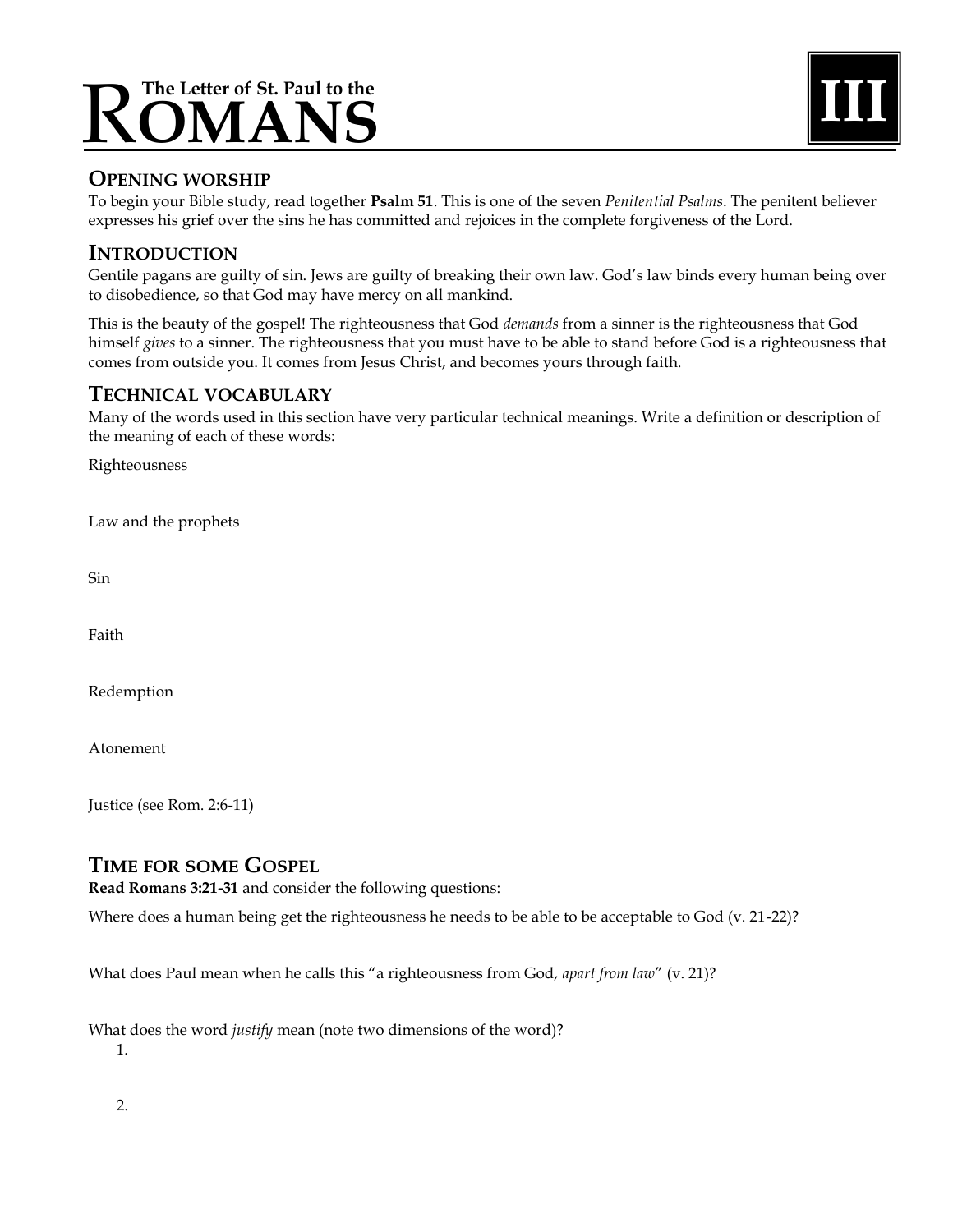# The Letter of St. Paul to the ROMANS

**III**

## OPENING WORSHIP

To begin your Bible study, read together **Psalm 51**. This is one of the seven *Penitential Psalms*. The penitent believer expresses his grief over the sins he has committed and rejoices in the complete forgiveness of the Lord.

## INTRODUCTION

Gentile pagans are guilty of sin. Jews are guilty of breaking their own law. God's law binds every human being over to disobedience, so that God may have mercy on all mankind.

This is the beauty of the gospel! The righteousness that God *demands* from a sinner is the righteousness that God himself *gives* to a sinner. The righteousness that you must have to be able to stand before God is a righteousness that comes from outside you. It comes from Jesus Christ, and becomes yours through faith.

## TECHNICAL VOCABULARY

Many of the words used in this section have very particular technical meanings. Write a definition or description of the meaning of each of these words:

Righteousness

Law and the prophets

Sin

Faith

Redemption

Atonement

Justice (see Rom. 2:6-11)

## TIME FOR SOME GOSPEL

**Read Romans 3:21-31** and consider the following questions:

Where does a human being get the righteousness he needs to be able to be acceptable to God (v. 21-22)?

What does Paul mean when he calls this "a righteousness from God, *apart from law*" (v. 21)?

What does the word *justify* mean (note two dimensions of the word)?

1.

2.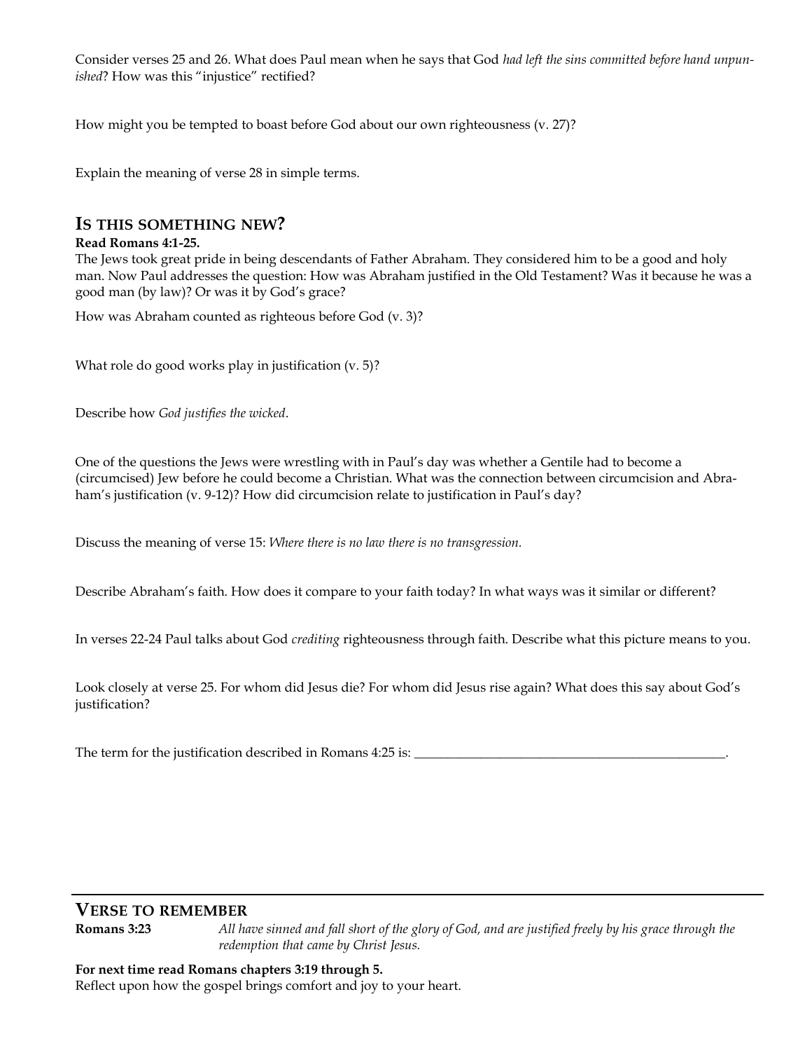Consider verses 25 and 26. What does Paul mean when he says that God *had left the sins committed before hand unpunished*? How was this "injustice" rectified?

How might you be tempted to boast before God about our own righteousness (v. 27)?

Explain the meaning of verse 28 in simple terms.

## Is this something new?

**Read Romans 4:1-25.**

The Jews took great pride in being descendants of Father Abraham. They considered him to be a good and holy man. Now Paul addresses the question: How was Abraham justified in the Old Testament? Was it because he was a good man (by law)? Or was it by God's grace?

How was Abraham counted as righteous before God (v. 3)?

What role do good works play in justification (v. 5)?

Describe how *God justifies the wicked*.

One of the questions the Jews were wrestling with in Paul's day was whether a Gentile had to become a (circumcised) Jew before he could become a Christian. What was the connection between circumcision and Abraham's justification (v. 9-12)? How did circumcision relate to justification in Paul's day?

Discuss the meaning of verse 15: *Where there is no law there is no transgression.*

Describe Abraham's faith. How does it compare to your faith today? In what ways was it similar or different?

In verses 22-24 Paul talks about God *crediting* righteousness through faith. Describe what this picture means to you.

Look closely at verse 25. For whom did Jesus die? For whom did Jesus rise again? What does this say about God's justification?

The term for the justification described in Romans 4:25 is: _________________________________________________.

## Verse to remember

**Romans 3:23** *All have sinned and fall short of the glory of God, and are justified freely by his grace through the redemption that came by Christ Jesus.*

**For next time read Romans chapters 3:19 through 5.**

Reflect upon how the gospel brings comfort and joy to your heart.